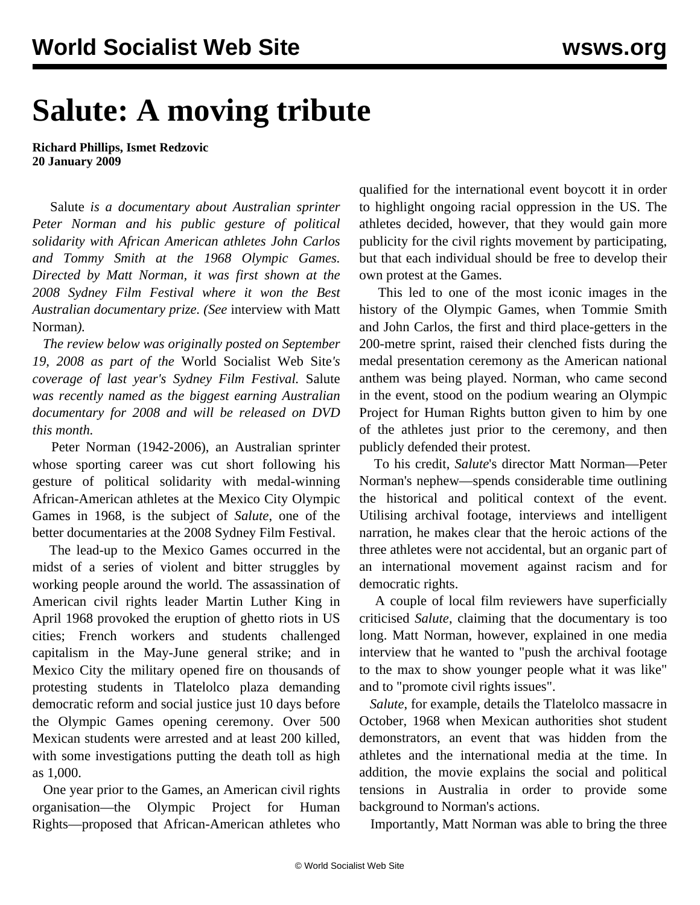# Salute: A moving tribute

**Richard Phillips, Ismet Redzovic**
**20 January 2009**

Salute *is a documentary about Australian sprinter Peter Norman and his public gesture of political solidarity with African American athletes John Carlos and Tommy Smith at the 1968 Olympic Games. Directed by Matt Norman, it was first shown at the 2008 Sydney Film Festival where it won the Best Australian documentary prize. (See* interview with Matt Norman*).*

*The review below was originally posted on September 19, 2008 as part of the* World Socialist Web Site*'s coverage of last year's Sydney Film Festival.* Salute *was recently named as the biggest earning Australian documentary for 2008 and will be released on DVD this month.*

Peter Norman (1942-2006), an Australian sprinter whose sporting career was cut short following his gesture of political solidarity with medal-winning African-American athletes at the Mexico City Olympic Games in 1968, is the subject of *Salute*, one of the better documentaries at the 2008 Sydney Film Festival.

The lead-up to the Mexico Games occurred in the midst of a series of violent and bitter struggles by working people around the world. The assassination of American civil rights leader Martin Luther King in April 1968 provoked the eruption of ghetto riots in US cities; French workers and students challenged capitalism in the May-June general strike; and in Mexico City the military opened fire on thousands of protesting students in Tlatelolco plaza demanding democratic reform and social justice just 10 days before the Olympic Games opening ceremony. Over 500 Mexican students were arrested and at least 200 killed, with some investigations putting the death toll as high as 1,000.

One year prior to the Games, an American civil rights organisation—the Olympic Project for Human Rights—proposed that African-American athletes who qualified for the international event boycott it in order to highlight ongoing racial oppression in the US. The athletes decided, however, that they would gain more publicity for the civil rights movement by participating, but that each individual should be free to develop their own protest at the Games.

This led to one of the most iconic images in the history of the Olympic Games, when Tommie Smith and John Carlos, the first and third place-getters in the 200-metre sprint, raised their clenched fists during the medal presentation ceremony as the American national anthem was being played. Norman, who came second in the event, stood on the podium wearing an Olympic Project for Human Rights button given to him by one of the athletes just prior to the ceremony, and then publicly defended their protest.

To his credit, *Salute*'s director Matt Norman—Peter Norman's nephew—spends considerable time outlining the historical and political context of the event. Utilising archival footage, interviews and intelligent narration, he makes clear that the heroic actions of the three athletes were not accidental, but an organic part of an international movement against racism and for democratic rights.

A couple of local film reviewers have superficially criticised *Salute*, claiming that the documentary is too long. Matt Norman, however, explained in one media interview that he wanted to "push the archival footage to the max to show younger people what it was like" and to "promote civil rights issues".

*Salute*, for example, details the Tlatelolco massacre in October, 1968 when Mexican authorities shot student demonstrators, an event that was hidden from the athletes and the international media at the time. In addition, the movie explains the social and political tensions in Australia in order to provide some background to Norman's actions.

Importantly, Matt Norman was able to bring the three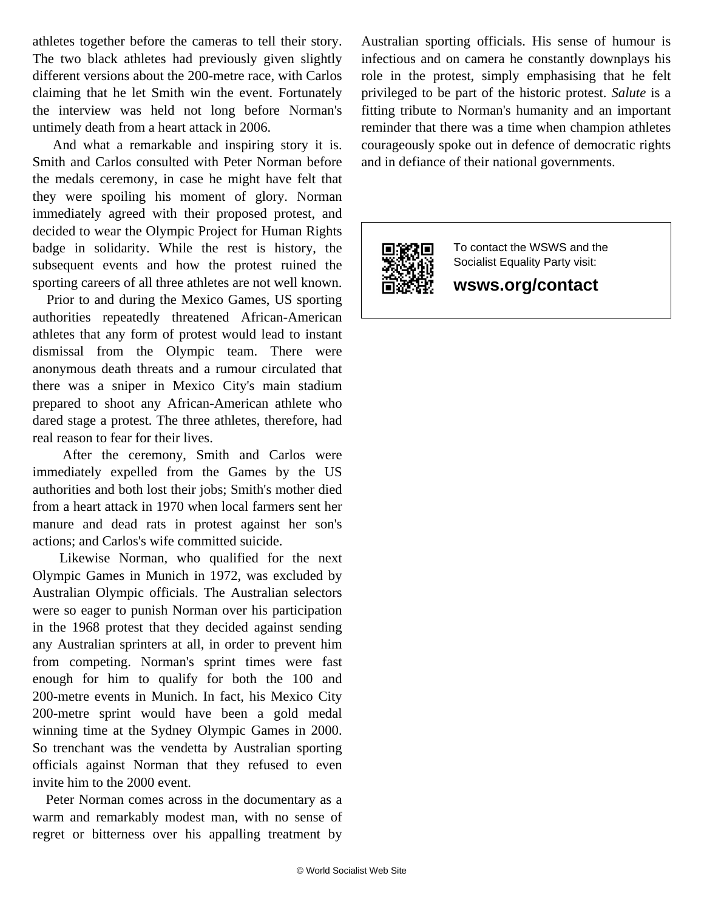athletes together before the cameras to tell their story. The two black athletes had previously given slightly different versions about the 200-metre race, with Carlos claiming that he let Smith win the event. Fortunately the interview was held not long before Norman's untimely death from a heart attack in 2006.

And what a remarkable and inspiring story it is. Smith and Carlos consulted with Peter Norman before the medals ceremony, in case he might have felt that they were spoiling his moment of glory. Norman immediately agreed with their proposed protest, and decided to wear the Olympic Project for Human Rights badge in solidarity. While the rest is history, the subsequent events and how the protest ruined the sporting careers of all three athletes are not well known.

Prior to and during the Mexico Games, US sporting authorities repeatedly threatened African-American athletes that any form of protest would lead to instant dismissal from the Olympic team. There were anonymous death threats and a rumour circulated that there was a sniper in Mexico City's main stadium prepared to shoot any African-American athlete who dared stage a protest. The three athletes, therefore, had real reason to fear for their lives.

After the ceremony, Smith and Carlos were immediately expelled from the Games by the US authorities and both lost their jobs; Smith's mother died from a heart attack in 1970 when local farmers sent her manure and dead rats in protest against her son's actions; and Carlos's wife committed suicide.

Likewise Norman, who qualified for the next Olympic Games in Munich in 1972, was excluded by Australian Olympic officials. The Australian selectors were so eager to punish Norman over his participation in the 1968 protest that they decided against sending any Australian sprinters at all, in order to prevent him from competing. Norman's sprint times were fast enough for him to qualify for both the 100 and 200-metre events in Munich. In fact, his Mexico City 200-metre sprint would have been a gold medal winning time at the Sydney Olympic Games in 2000. So trenchant was the vendetta by Australian sporting officials against Norman that they refused to even invite him to the 2000 event.

Peter Norman comes across in the documentary as a warm and remarkably modest man, with no sense of regret or bitterness over his appalling treatment by Australian sporting officials. His sense of humour is infectious and on camera he constantly downplays his role in the protest, simply emphasising that he felt privileged to be part of the historic protest. *Salute* is a fitting tribute to Norman's humanity and an important reminder that there was a time when champion athletes courageously spoke out in defence of democratic rights and in defiance of their national governments.

To contact the WSWS and the Socialist Equality Party visit:

**wsws.org/contact**